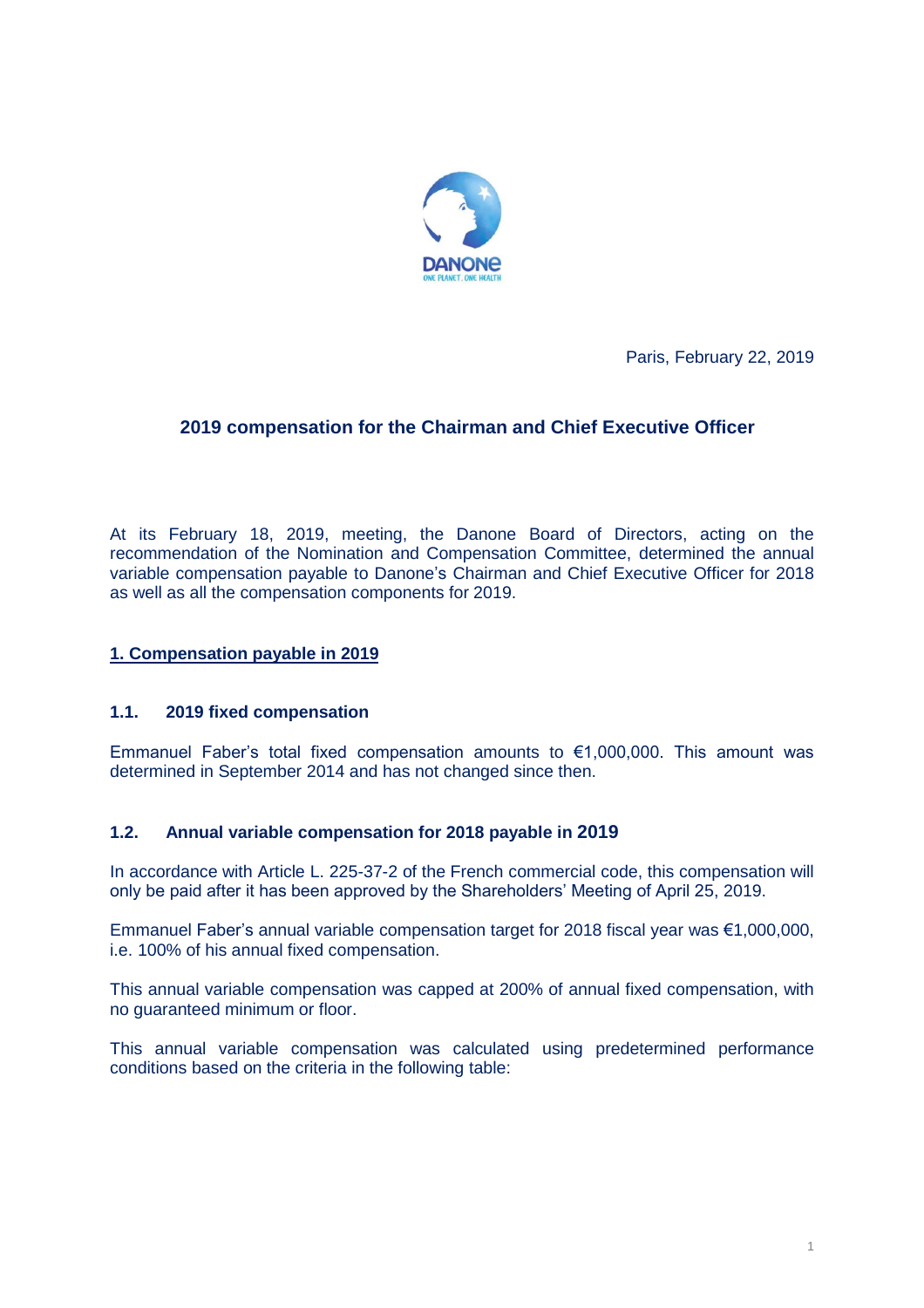Paris, February 22, 2019

## 2019 compensation for the Chairman and Chief Executive Officer

At its February 18, 2019, meeting, the Danone Board of Directors, acting on the recommendation of the Nomination and Compensation Committee, determined the annual variable compensation payable to Danone's Chairman and Chief Executive Officer for 2018 as well as all the compensation components for 2019.

### 1. Compensation payable in 2019

#### 1.1. 2019 fixed compensation

Emmanuel Faber's total fixed compensation amounts to €1,000,000. This amount was determined in September 2014 and has not changed since then.

#### 1.2. Annual variable compensation for 2018 payable in 2019

In accordance with Article L. 225-37-2 of the French commercial code, this compensation will only be paid after it has been approved by the Shareholders' Meeting of April 25, 2019.

Emmanuel Faber's annual variable compensation target for 2018 fiscal year was €1,000,000, i.e. 100% of his annual fixed compensation.

This annual variable compensation was capped at 200% of annual fixed compensation, with no guaranteed minimum or floor.

This annual variable compensation was calculated using predetermined performance conditions based on the criteria in the following table: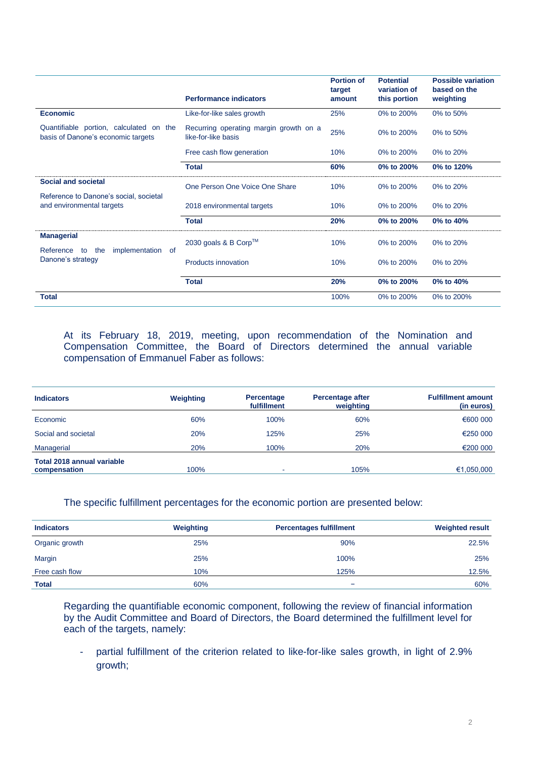| | Performance indicators | Portion of target amount | Potential variation of this portion | Possible variation based on the weighting |
|---|---|---|---|---|
| **Economic** | Like-for-like sales growth | 25% | 0% to 200% | 0% to 50% |
| Quantifiable portion, calculated on the basis of Danone's economic targets | Recurring operating margin growth on a like-for-like basis | 25% | 0% to 200% | 0% to 50% |
| | Free cash flow generation | 10% | 0% to 200% | 0% to 20% |
| | **Total** | **60%** | **0% to 200%** | **0% to 120%** |
| **Social and societal** | One Person One Voice One Share | 10% | 0% to 200% | 0% to 20% |
| Reference to Danone's social, societal and environmental targets | 2018 environmental targets | 10% | 0% to 200% | 0% to 20% |
| | **Total** | **20%** | **0% to 200%** | **0% to 40%** |
| **Managerial** | 2030 goals & B Corp™ | 10% | 0% to 200% | 0% to 20% |
| Reference to the implementation of Danone's strategy | Products innovation | 10% | 0% to 200% | 0% to 20% |
| | **Total** | **20%** | **0% to 200%** | **0% to 40%** |
| **Total** | | 100% | 0% to 200% | 0% to 200% |

At its February 18, 2019, meeting, upon recommendation of the Nomination and Compensation Committee, the Board of Directors determined the annual variable compensation of Emmanuel Faber as follows:

| Indicators | Weighting | Percentage fulfillment | Percentage after weighting | Fulfillment amount (in euros) |
|---|---|---|---|---|
| Economic | 60% | 100% | 60% | €600 000 |
| Social and societal | 20% | 125% | 25% | €250 000 |
| Managerial | 20% | 100% | 20% | €200 000 |
| **Total 2018 annual variable compensation** | 100% | - | 105% | €1,050,000 |

The specific fulfillment percentages for the economic portion are presented below:

| Indicators | Weighting | Percentages fulfillment | Weighted result |
|---|---|---|---|
| Organic growth | 25% | 90% | 22.5% |
| Margin | 25% | 100% | 25% |
| Free cash flow | 10% | 125% | 12.5% |
| **Total** | 60% | – | 60% |

Regarding the quantifiable economic component, following the review of financial information by the Audit Committee and Board of Directors, the Board determined the fulfillment level for each of the targets, namely:

- partial fulfillment of the criterion related to like-for-like sales growth, in light of 2.9% growth;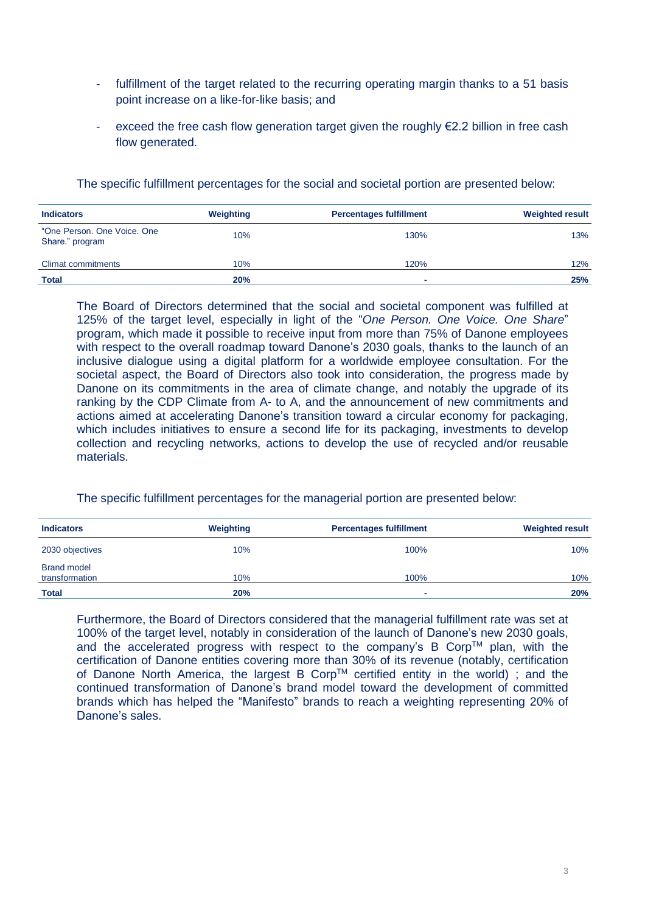- fulfillment of the target related to the recurring operating margin thanks to a 51 basis point increase on a like-for-like basis; and
- exceed the free cash flow generation target given the roughly €2.2 billion in free cash flow generated.

The specific fulfillment percentages for the social and societal portion are presented below:

| Indicators | Weighting | Percentages fulfillment | Weighted result |
|---|---|---|---|
| "One Person. One Voice. One Share." program | 10% | 130% | 13% |
| Climat commitments | 10% | 120% | 12% |
| **Total** | **20%** | **-** | **25%** |

The Board of Directors determined that the social and societal component was fulfilled at 125% of the target level, especially in light of the "*One Person. One Voice. One Share*" program, which made it possible to receive input from more than 75% of Danone employees with respect to the overall roadmap toward Danone's 2030 goals, thanks to the launch of an inclusive dialogue using a digital platform for a worldwide employee consultation. For the societal aspect, the Board of Directors also took into consideration, the progress made by Danone on its commitments in the area of climate change, and notably the upgrade of its ranking by the CDP Climate from A- to A, and the announcement of new commitments and actions aimed at accelerating Danone's transition toward a circular economy for packaging, which includes initiatives to ensure a second life for its packaging, investments to develop collection and recycling networks, actions to develop the use of recycled and/or reusable materials.

The specific fulfillment percentages for the managerial portion are presented below:

| Indicators | Weighting | Percentages fulfillment | Weighted result |
|---|---|---|---|
| 2030 objectives | 10% | 100% | 10% |
| Brand model transformation | 10% | 100% | 10% |
| **Total** | **20%** | **-** | **20%** |

Furthermore, the Board of Directors considered that the managerial fulfillment rate was set at 100% of the target level, notably in consideration of the launch of Danone's new 2030 goals, and the accelerated progress with respect to the company's B Corp™ plan, with the certification of Danone entities covering more than 30% of its revenue (notably, certification of Danone North America, the largest B Corp™ certified entity in the world) ; and the continued transformation of Danone's brand model toward the development of committed brands which has helped the "Manifesto" brands to reach a weighting representing 20% of Danone's sales.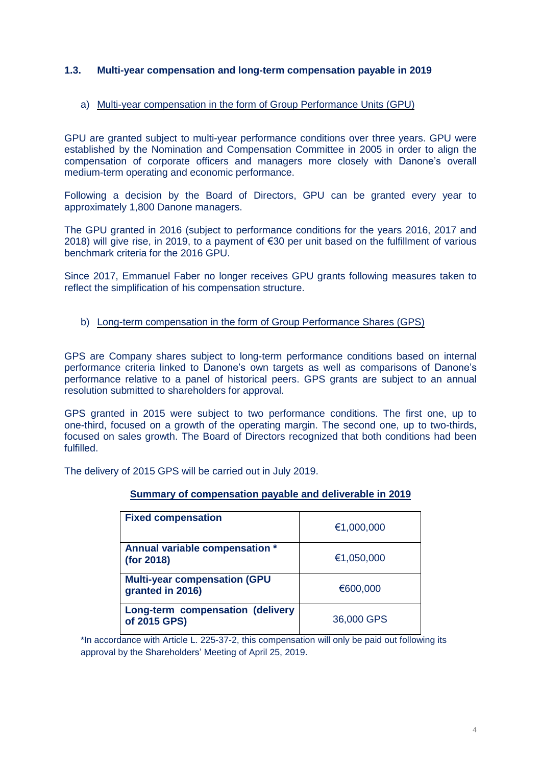### 1.3. Multi-year compensation and long-term compensation payable in 2019

#### a) Multi-year compensation in the form of Group Performance Units (GPU)

GPU are granted subject to multi-year performance conditions over three years. GPU were established by the Nomination and Compensation Committee in 2005 in order to align the compensation of corporate officers and managers more closely with Danone's overall medium-term operating and economic performance.

Following a decision by the Board of Directors, GPU can be granted every year to approximately 1,800 Danone managers.

The GPU granted in 2016 (subject to performance conditions for the years 2016, 2017 and 2018) will give rise, in 2019, to a payment of €30 per unit based on the fulfillment of various benchmark criteria for the 2016 GPU.

Since 2017, Emmanuel Faber no longer receives GPU grants following measures taken to reflect the simplification of his compensation structure.

#### b) Long-term compensation in the form of Group Performance Shares (GPS)

GPS are Company shares subject to long-term performance conditions based on internal performance criteria linked to Danone's own targets as well as comparisons of Danone's performance relative to a panel of historical peers. GPS grants are subject to an annual resolution submitted to shareholders for approval.

GPS granted in 2015 were subject to two performance conditions. The first one, up to one-third, focused on a growth of the operating margin. The second one, up to two-thirds, focused on sales growth. The Board of Directors recognized that both conditions had been fulfilled.

The delivery of 2015 GPS will be carried out in July 2019.

**Summary of compensation payable and deliverable in 2019**

| | |
|---|---|
| **Fixed compensation** | €1,000,000 |
| **Annual variable compensation * (for 2018)** | €1,050,000 |
| **Multi-year compensation (GPU granted in 2016)** | €600,000 |
| **Long-term compensation (delivery of 2015 GPS)** | 36,000 GPS |

*In accordance with Article L. 225-37-2, this compensation will only be paid out following its approval by the Shareholders' Meeting of April 25, 2019.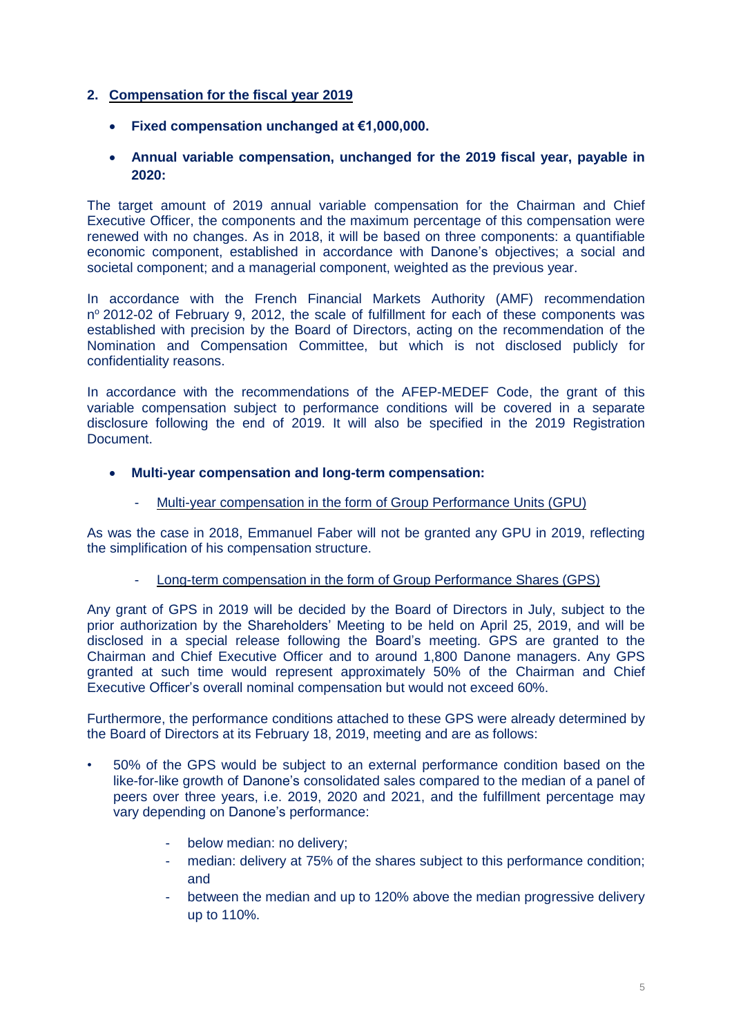## 2. Compensation for the fiscal year 2019

- **Fixed compensation unchanged at €1,000,000.**
- **Annual variable compensation, unchanged for the 2019 fiscal year, payable in 2020:**

The target amount of 2019 annual variable compensation for the Chairman and Chief Executive Officer, the components and the maximum percentage of this compensation were renewed with no changes. As in 2018, it will be based on three components: a quantifiable economic component, established in accordance with Danone's objectives; a social and societal component; and a managerial component, weighted as the previous year.

In accordance with the French Financial Markets Authority (AMF) recommendation nº 2012-02 of February 9, 2012, the scale of fulfillment for each of these components was established with precision by the Board of Directors, acting on the recommendation of the Nomination and Compensation Committee, but which is not disclosed publicly for confidentiality reasons.

In accordance with the recommendations of the AFEP-MEDEF Code, the grant of this variable compensation subject to performance conditions will be covered in a separate disclosure following the end of 2019. It will also be specified in the 2019 Registration Document.

- **Multi-year compensation and long-term compensation:**
  - Multi-year compensation in the form of Group Performance Units (GPU)

As was the case in 2018, Emmanuel Faber will not be granted any GPU in 2019, reflecting the simplification of his compensation structure.

  - Long-term compensation in the form of Group Performance Shares (GPS)

Any grant of GPS in 2019 will be decided by the Board of Directors in July, subject to the prior authorization by the Shareholders' Meeting to be held on April 25, 2019, and will be disclosed in a special release following the Board's meeting. GPS are granted to the Chairman and Chief Executive Officer and to around 1,800 Danone managers. Any GPS granted at such time would represent approximately 50% of the Chairman and Chief Executive Officer's overall nominal compensation but would not exceed 60%.

Furthermore, the performance conditions attached to these GPS were already determined by the Board of Directors at its February 18, 2019, meeting and are as follows:

- 50% of the GPS would be subject to an external performance condition based on the like-for-like growth of Danone's consolidated sales compared to the median of a panel of peers over three years, i.e. 2019, 2020 and 2021, and the fulfillment percentage may vary depending on Danone's performance:
  - below median: no delivery;
  - median: delivery at 75% of the shares subject to this performance condition; and
  - between the median and up to 120% above the median progressive delivery up to 110%.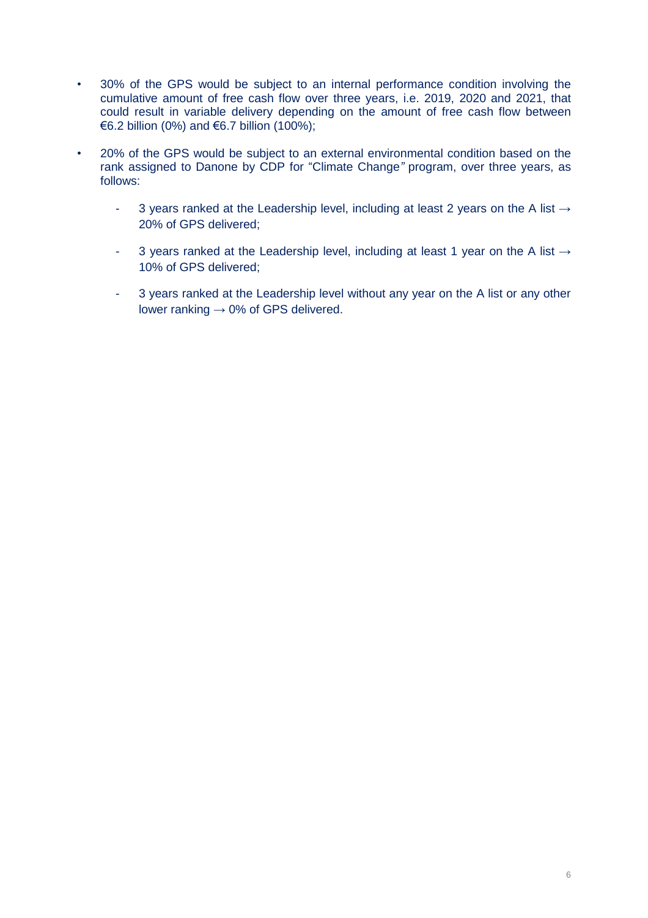- 30% of the GPS would be subject to an internal performance condition involving the cumulative amount of free cash flow over three years, i.e. 2019, 2020 and 2021, that could result in variable delivery depending on the amount of free cash flow between €6.2 billion (0%) and €6.7 billion (100%);
- 20% of the GPS would be subject to an external environmental condition based on the rank assigned to Danone by CDP for "Climate Change" program, over three years, as follows:
  - 3 years ranked at the Leadership level, including at least 2 years on the A list → 20% of GPS delivered;
  - 3 years ranked at the Leadership level, including at least 1 year on the A list → 10% of GPS delivered;
  - 3 years ranked at the Leadership level without any year on the A list or any other lower ranking → 0% of GPS delivered.